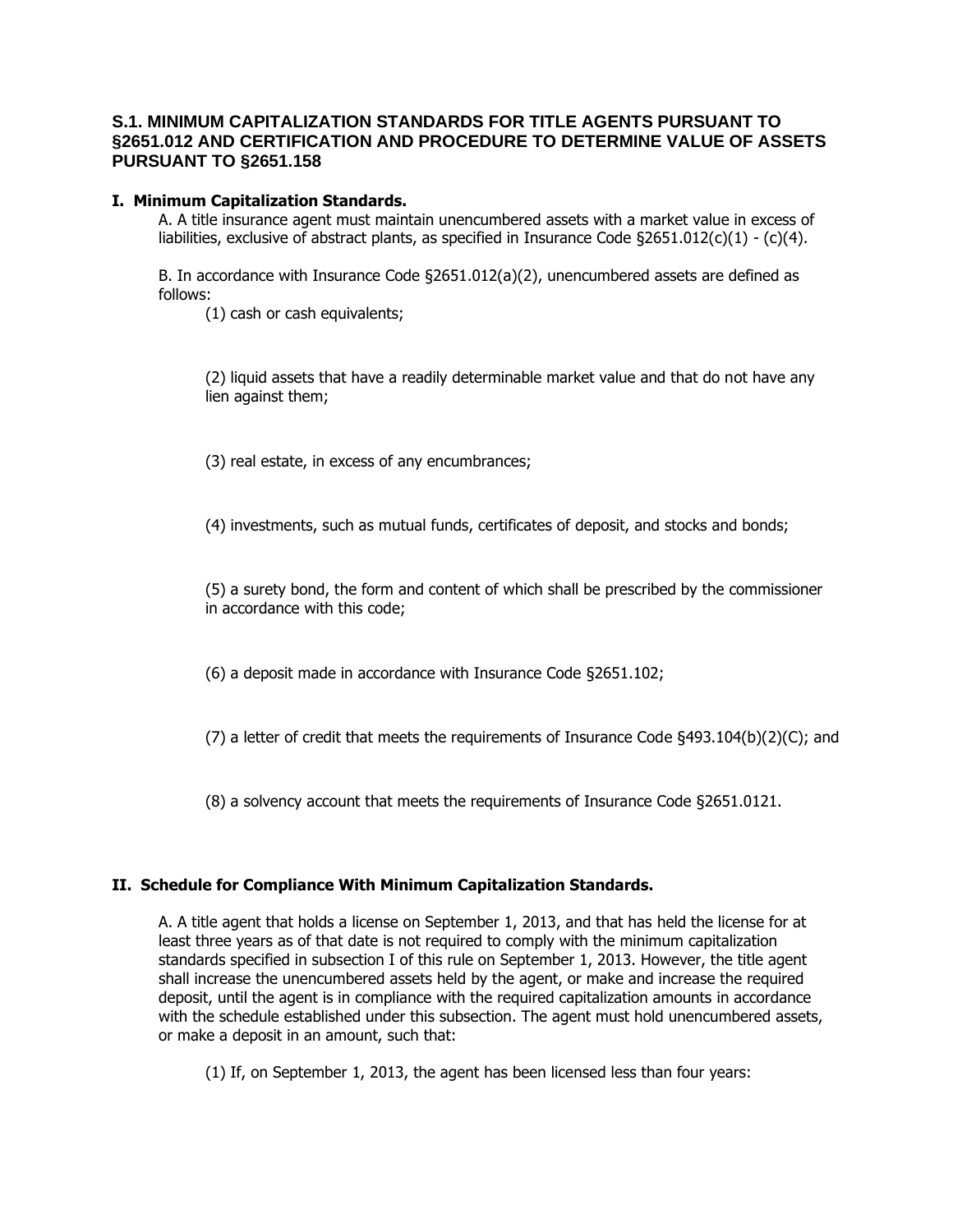## S.1. MINIMUM CAPITALIZATION STANDARDS FOR TITLE AGENTS PURSUANT TO §2651.012 AND CERTIFICATION AND PROCEDURE TO DETERMINE VALUE OF ASSETS PURSUANT TO §2651.158

### I. Minimum Capitalization Standards.

A. A title insurance agent must maintain unencumbered assets with a market value in excess of liabilities, exclusive of abstract plants, as specified in Insurance Code §2651.012(c)(1) - (c)(4).

B. In accordance with Insurance Code §2651.012(a)(2), unencumbered assets are defined as follows:

(1) cash or cash equivalents;

(2) liquid assets that have a readily determinable market value and that do not have any lien against them;

(3) real estate, in excess of any encumbrances;

(4) investments, such as mutual funds, certificates of deposit, and stocks and bonds;

(5) a surety bond, the form and content of which shall be prescribed by the commissioner in accordance with this code;

(6) a deposit made in accordance with Insurance Code §2651.102;

(7) a letter of credit that meets the requirements of Insurance Code §493.104(b)(2)(C); and

(8) a solvency account that meets the requirements of Insurance Code §2651.0121.

### II. Schedule for Compliance With Minimum Capitalization Standards.

A. A title agent that holds a license on September 1, 2013, and that has held the license for at least three years as of that date is not required to comply with the minimum capitalization standards specified in subsection I of this rule on September 1, 2013. However, the title agent shall increase the unencumbered assets held by the agent, or make and increase the required deposit, until the agent is in compliance with the required capitalization amounts in accordance with the schedule established under this subsection. The agent must hold unencumbered assets, or make a deposit in an amount, such that:

(1) If, on September 1, 2013, the agent has been licensed less than four years: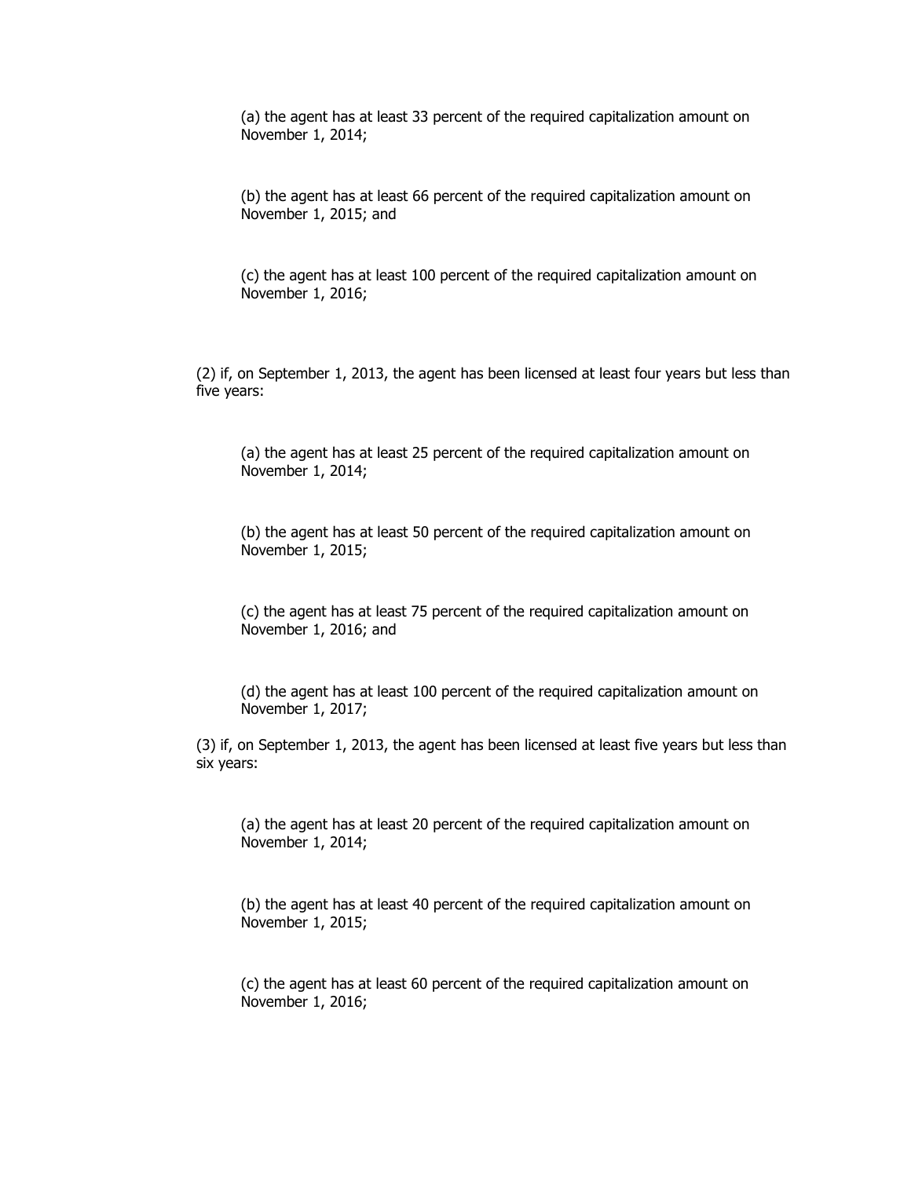(a) the agent has at least 33 percent of the required capitalization amount on November 1, 2014;

(b) the agent has at least 66 percent of the required capitalization amount on November 1, 2015; and

(c) the agent has at least 100 percent of the required capitalization amount on November 1, 2016;

(2) if, on September 1, 2013, the agent has been licensed at least four years but less than five years:

(a) the agent has at least 25 percent of the required capitalization amount on November 1, 2014;

(b) the agent has at least 50 percent of the required capitalization amount on November 1, 2015;

(c) the agent has at least 75 percent of the required capitalization amount on November 1, 2016; and

(d) the agent has at least 100 percent of the required capitalization amount on November 1, 2017;

(3) if, on September 1, 2013, the agent has been licensed at least five years but less than six years:

(a) the agent has at least 20 percent of the required capitalization amount on November 1, 2014;

(b) the agent has at least 40 percent of the required capitalization amount on November 1, 2015;

(c) the agent has at least 60 percent of the required capitalization amount on November 1, 2016;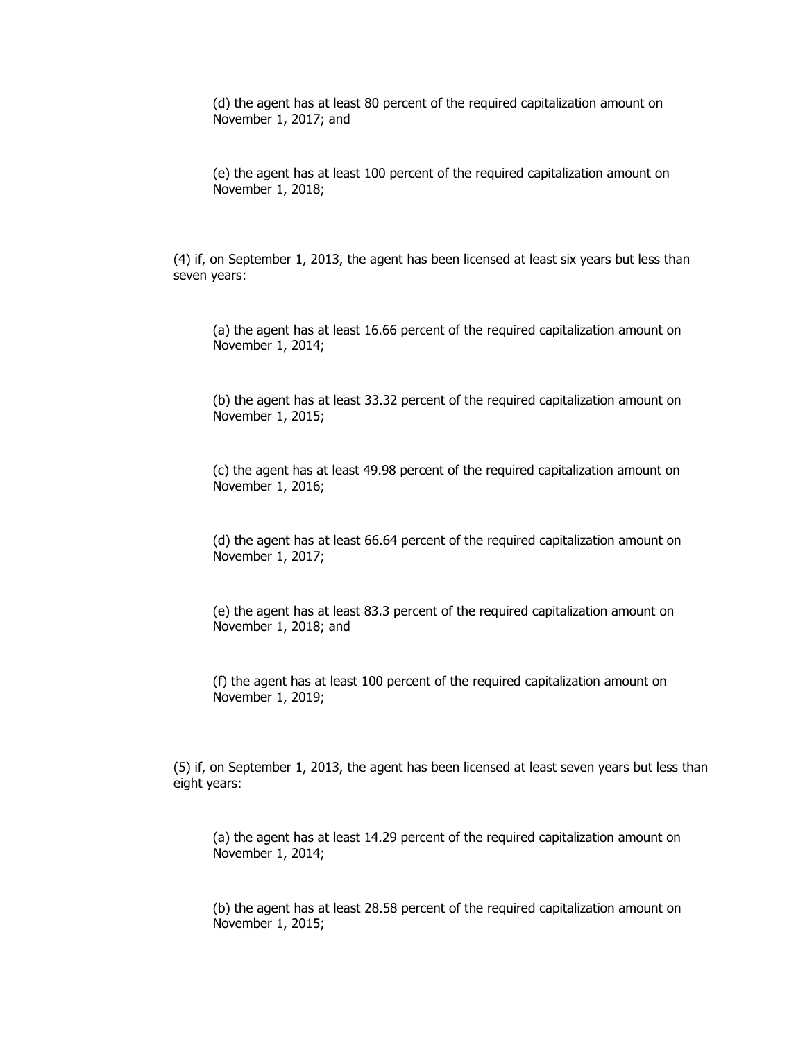(d) the agent has at least 80 percent of the required capitalization amount on November 1, 2017; and

(e) the agent has at least 100 percent of the required capitalization amount on November 1, 2018;

(4) if, on September 1, 2013, the agent has been licensed at least six years but less than seven years:

(a) the agent has at least 16.66 percent of the required capitalization amount on November 1, 2014;

(b) the agent has at least 33.32 percent of the required capitalization amount on November 1, 2015;

(c) the agent has at least 49.98 percent of the required capitalization amount on November 1, 2016;

(d) the agent has at least 66.64 percent of the required capitalization amount on November 1, 2017;

(e) the agent has at least 83.3 percent of the required capitalization amount on November 1, 2018; and

(f) the agent has at least 100 percent of the required capitalization amount on November 1, 2019;

(5) if, on September 1, 2013, the agent has been licensed at least seven years but less than eight years:

(a) the agent has at least 14.29 percent of the required capitalization amount on November 1, 2014;

(b) the agent has at least 28.58 percent of the required capitalization amount on November 1, 2015;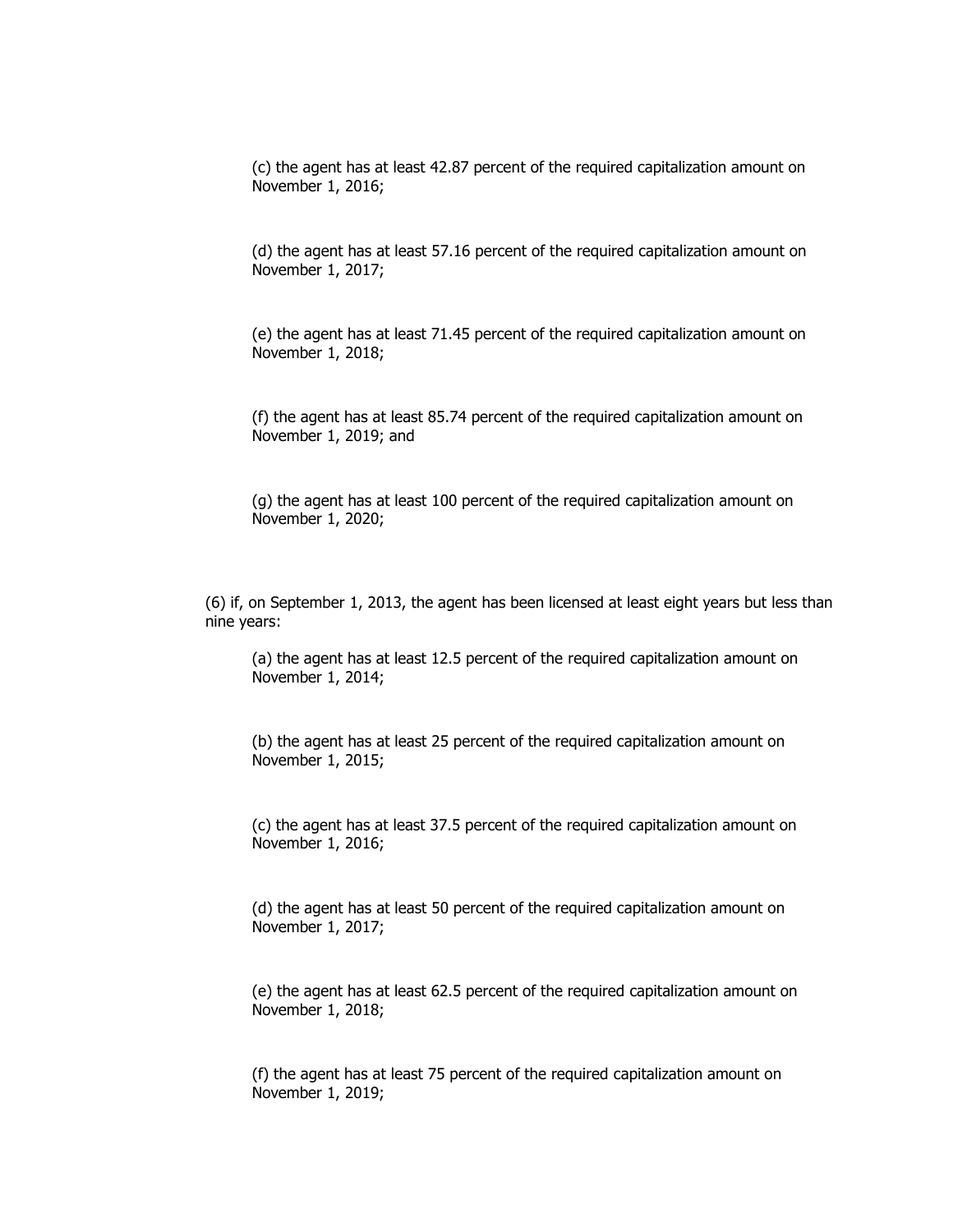(c) the agent has at least 42.87 percent of the required capitalization amount on November 1, 2016;

(d) the agent has at least 57.16 percent of the required capitalization amount on November 1, 2017;

(e) the agent has at least 71.45 percent of the required capitalization amount on November 1, 2018;

(f) the agent has at least 85.74 percent of the required capitalization amount on November 1, 2019; and

(g) the agent has at least 100 percent of the required capitalization amount on November 1, 2020;

(6) if, on September 1, 2013, the agent has been licensed at least eight years but less than nine years:

(a) the agent has at least 12.5 percent of the required capitalization amount on November 1, 2014;

(b) the agent has at least 25 percent of the required capitalization amount on November 1, 2015;

(c) the agent has at least 37.5 percent of the required capitalization amount on November 1, 2016;

(d) the agent has at least 50 percent of the required capitalization amount on November 1, 2017;

(e) the agent has at least 62.5 percent of the required capitalization amount on November 1, 2018;

(f) the agent has at least 75 percent of the required capitalization amount on November 1, 2019;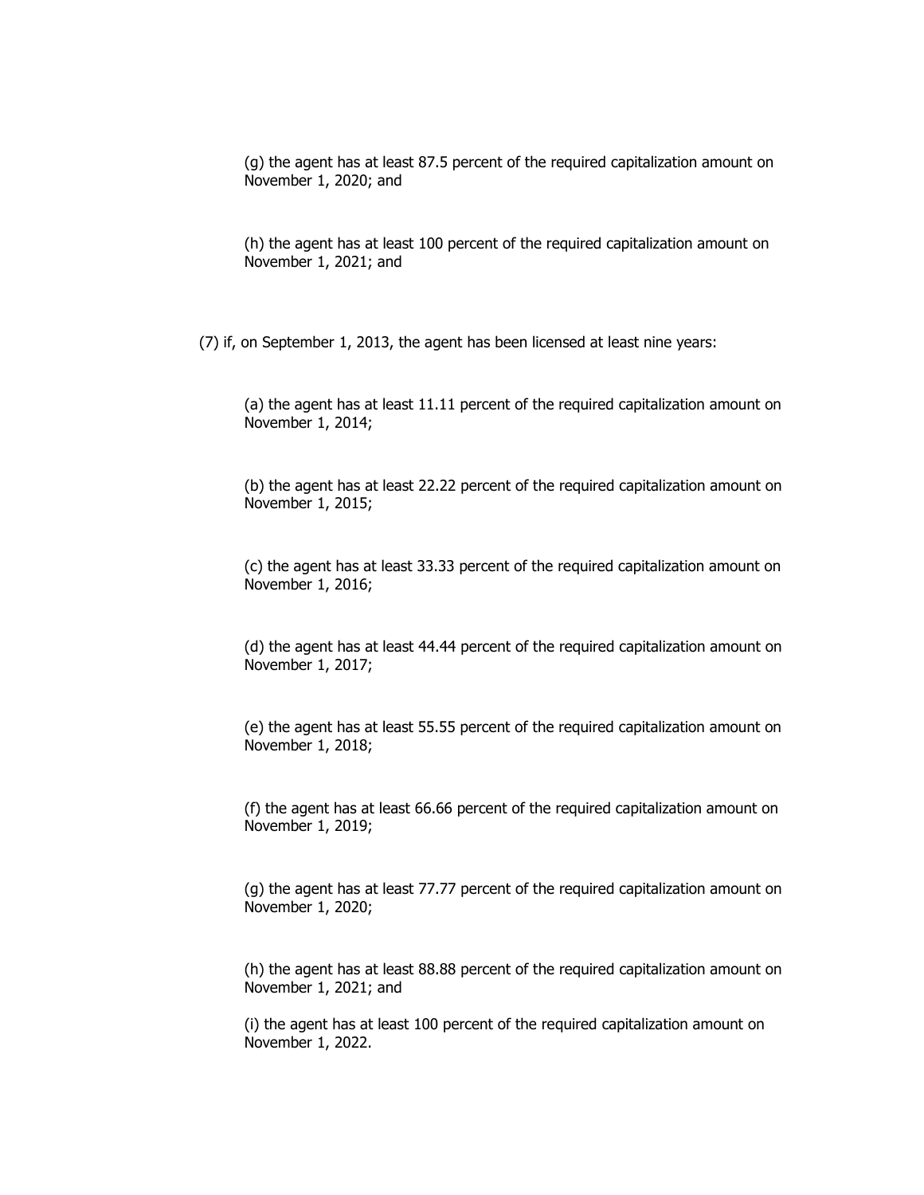(g) the agent has at least 87.5 percent of the required capitalization amount on November 1, 2020; and

(h) the agent has at least 100 percent of the required capitalization amount on November 1, 2021; and

(7) if, on September 1, 2013, the agent has been licensed at least nine years:

(a) the agent has at least 11.11 percent of the required capitalization amount on November 1, 2014;

(b) the agent has at least 22.22 percent of the required capitalization amount on November 1, 2015;

(c) the agent has at least 33.33 percent of the required capitalization amount on November 1, 2016;

(d) the agent has at least 44.44 percent of the required capitalization amount on November 1, 2017;

(e) the agent has at least 55.55 percent of the required capitalization amount on November 1, 2018;

(f) the agent has at least 66.66 percent of the required capitalization amount on November 1, 2019;

(g) the agent has at least 77.77 percent of the required capitalization amount on November 1, 2020;

(h) the agent has at least 88.88 percent of the required capitalization amount on November 1, 2021; and

(i) the agent has at least 100 percent of the required capitalization amount on November 1, 2022.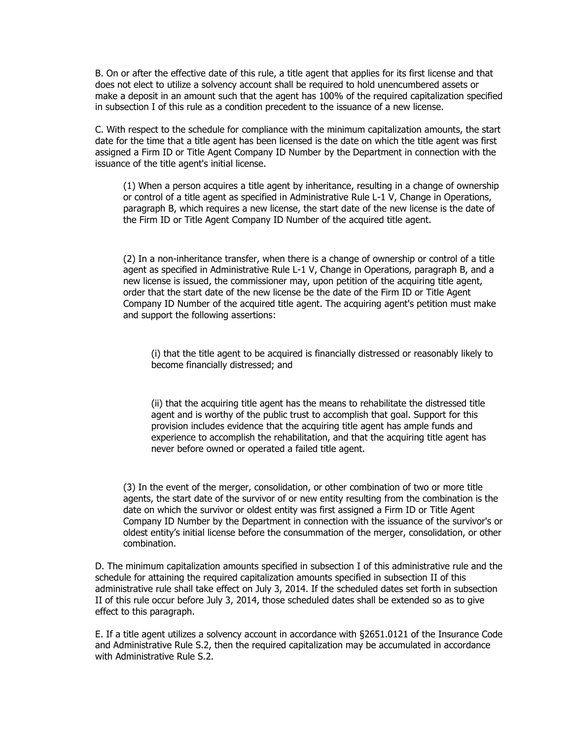B. On or after the effective date of this rule, a title agent that applies for its first license and that does not elect to utilize a solvency account shall be required to hold unencumbered assets or make a deposit in an amount such that the agent has 100% of the required capitalization specified in subsection I of this rule as a condition precedent to the issuance of a new license.

C. With respect to the schedule for compliance with the minimum capitalization amounts, the start date for the time that a title agent has been licensed is the date on which the title agent was first assigned a Firm ID or Title Agent Company ID Number by the Department in connection with the issuance of the title agent's initial license.

> (1) When a person acquires a title agent by inheritance, resulting in a change of ownership or control of a title agent as specified in Administrative Rule L-1 V, Change in Operations, paragraph B, which requires a new license, the start date of the new license is the date of the Firm ID or Title Agent Company ID Number of the acquired title agent.
>
> (2) In a non-inheritance transfer, when there is a change of ownership or control of a title agent as specified in Administrative Rule L-1 V, Change in Operations, paragraph B, and a new license is issued, the commissioner may, upon petition of the acquiring title agent, order that the start date of the new license be the date of the Firm ID or Title Agent Company ID Number of the acquired title agent. The acquiring agent's petition must make and support the following assertions:
>
> > (i) that the title agent to be acquired is financially distressed or reasonably likely to become financially distressed; and
> >
> > (ii) that the acquiring title agent has the means to rehabilitate the distressed title agent and is worthy of the public trust to accomplish that goal. Support for this provision includes evidence that the acquiring title agent has ample funds and experience to accomplish the rehabilitation, and that the acquiring title agent has never before owned or operated a failed title agent.
>
> (3) In the event of the merger, consolidation, or other combination of two or more title agents, the start date of the survivor of or new entity resulting from the combination is the date on which the survivor or oldest entity was first assigned a Firm ID or Title Agent Company ID Number by the Department in connection with the issuance of the survivor's or oldest entity's initial license before the consummation of the merger, consolidation, or other combination.

D. The minimum capitalization amounts specified in subsection I of this administrative rule and the schedule for attaining the required capitalization amounts specified in subsection II of this administrative rule shall take effect on July 3, 2014. If the scheduled dates set forth in subsection II of this rule occur before July 3, 2014, those scheduled dates shall be extended so as to give effect to this paragraph.

E. If a title agent utilizes a solvency account in accordance with §2651.0121 of the Insurance Code and Administrative Rule S.2, then the required capitalization may be accumulated in accordance with Administrative Rule S.2.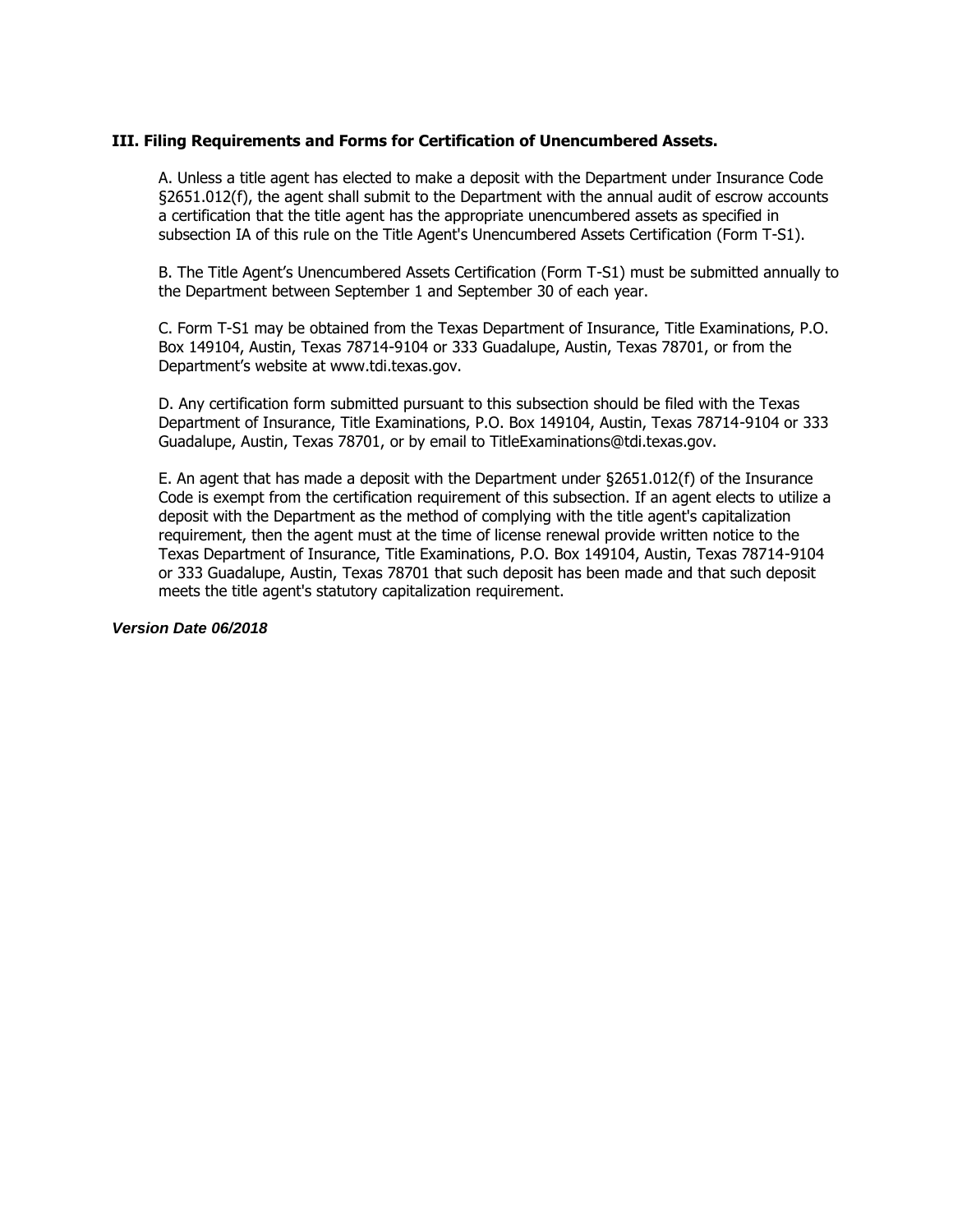### III. Filing Requirements and Forms for Certification of Unencumbered Assets.

A. Unless a title agent has elected to make a deposit with the Department under Insurance Code §2651.012(f), the agent shall submit to the Department with the annual audit of escrow accounts a certification that the title agent has the appropriate unencumbered assets as specified in subsection IA of this rule on the Title Agent's Unencumbered Assets Certification (Form T-S1).

B. The Title Agent's Unencumbered Assets Certification (Form T-S1) must be submitted annually to the Department between September 1 and September 30 of each year.

C. Form T-S1 may be obtained from the Texas Department of Insurance, Title Examinations, P.O. Box 149104, Austin, Texas 78714-9104 or 333 Guadalupe, Austin, Texas 78701, or from the Department's website at www.tdi.texas.gov.

D. Any certification form submitted pursuant to this subsection should be filed with the Texas Department of Insurance, Title Examinations, P.O. Box 149104, Austin, Texas 78714-9104 or 333 Guadalupe, Austin, Texas 78701, or by email to TitleExaminations@tdi.texas.gov.

E. An agent that has made a deposit with the Department under §2651.012(f) of the Insurance Code is exempt from the certification requirement of this subsection. If an agent elects to utilize a deposit with the Department as the method of complying with the title agent's capitalization requirement, then the agent must at the time of license renewal provide written notice to the Texas Department of Insurance, Title Examinations, P.O. Box 149104, Austin, Texas 78714-9104 or 333 Guadalupe, Austin, Texas 78701 that such deposit has been made and that such deposit meets the title agent's statutory capitalization requirement.

***Version Date 06/2018***